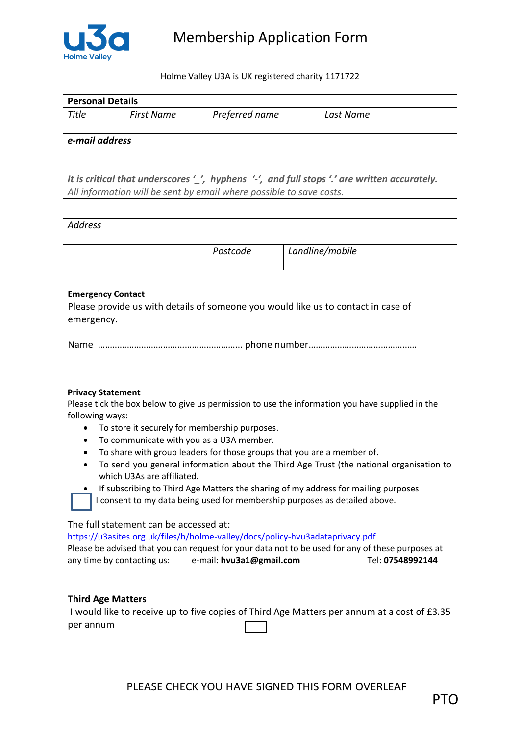# Membership Application Form

Holme Valley U3A is UK registered charity 1171722

| **Personal Details** | | | |
|---|---|---|---|
| *Title* | *First Name* | *Preferred name* | *Last Name* |
| ***e-mail address*** | | | |
| ***It is critical that underscores '_', hyphens '-', and full stops '.' are written accurately.*** *All information will be sent by email where possible to save costs.* | | | |
| | | | |
| *Address* | | | |
| | | *Postcode* | *Landline/mobile* |

**Emergency Contact**
Please provide us with details of someone you would like us to contact in case of emergency.

Name ………………………………………………… phone number……………………………………

**Privacy Statement**
Please tick the box below to give us permission to use the information you have supplied in the following ways:

- To store it securely for membership purposes.
- To communicate with you as a U3A member.
- To share with group leaders for those groups that you are a member of.
- To send you general information about the Third Age Trust (the national organisation to which U3As are affiliated.
- If subscribing to Third Age Matters the sharing of my address for mailing purposes

☐ I consent to my data being used for membership purposes as detailed above.

The full statement can be accessed at:
https://u3asites.org.uk/files/h/holme-valley/docs/policy-hvu3adataprivacy.pdf
Please be advised that you can request for your data not to be used for any of these purposes at any time by contacting us: e-mail: **hvu3a1@gmail.com** Tel: **07548992144**

**Third Age Matters**
I would like to receive up to five copies of Third Age Matters per annum at a cost of £3.35 per annum ☐

PLEASE CHECK YOU HAVE SIGNED THIS FORM OVERLEAF

PTO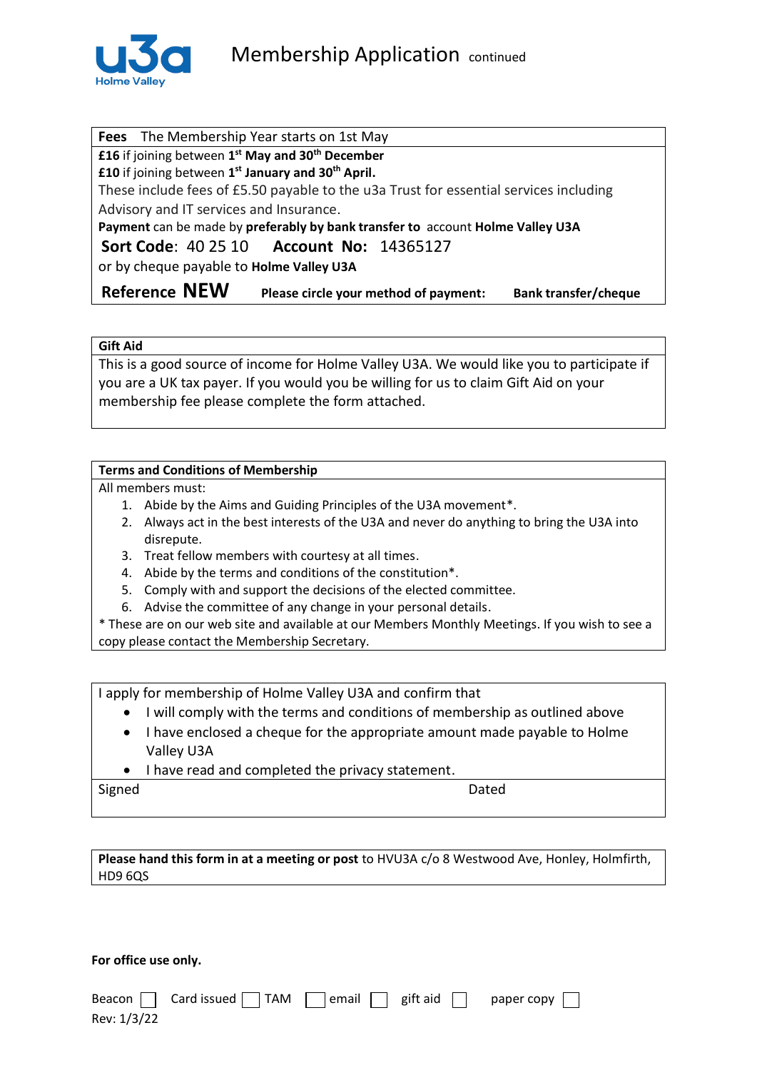# Membership Application continued

**Fees** The Membership Year starts on 1st May

**£16** if joining between **1st May and 30th December**
**£10** if joining between **1st January and 30th April.**
These include fees of £5.50 payable to the u3a Trust for essential services including Advisory and IT services and Insurance.
**Payment** can be made by **preferably by bank transfer to** account **Holme Valley U3A**

**Sort Code**: 40 25 10 **Account No:** 14365127

or by cheque payable to **Holme Valley U3A**

**Reference NEW** **Please circle your method of payment:** **Bank transfer/cheque**

**Gift Aid**

This is a good source of income for Holme Valley U3A. We would like you to participate if you are a UK tax payer. If you would you be willing for us to claim Gift Aid on your membership fee please complete the form attached.

**Terms and Conditions of Membership**

All members must:

1. Abide by the Aims and Guiding Principles of the U3A movement*.
2. Always act in the best interests of the U3A and never do anything to bring the U3A into disrepute.
3. Treat fellow members with courtesy at all times.
4. Abide by the terms and conditions of the constitution*.
5. Comply with and support the decisions of the elected committee.
6. Advise the committee of any change in your personal details.

* These are on our web site and available at our Members Monthly Meetings. If you wish to see a copy please contact the Membership Secretary.

I apply for membership of Holme Valley U3A and confirm that

- I will comply with the terms and conditions of membership as outlined above
- I have enclosed a cheque for the appropriate amount made payable to Holme Valley U3A
- I have read and completed the privacy statement.

Signed Dated

**Please hand this form in at a meeting or post** to HVU3A c/o 8 Westwood Ave, Honley, Holmfirth, HD9 6QS

**For office use only.**

Beacon ☐ Card issued ☐ TAM ☐ email ☐ gift aid ☐ paper copy ☐

Rev: 1/3/22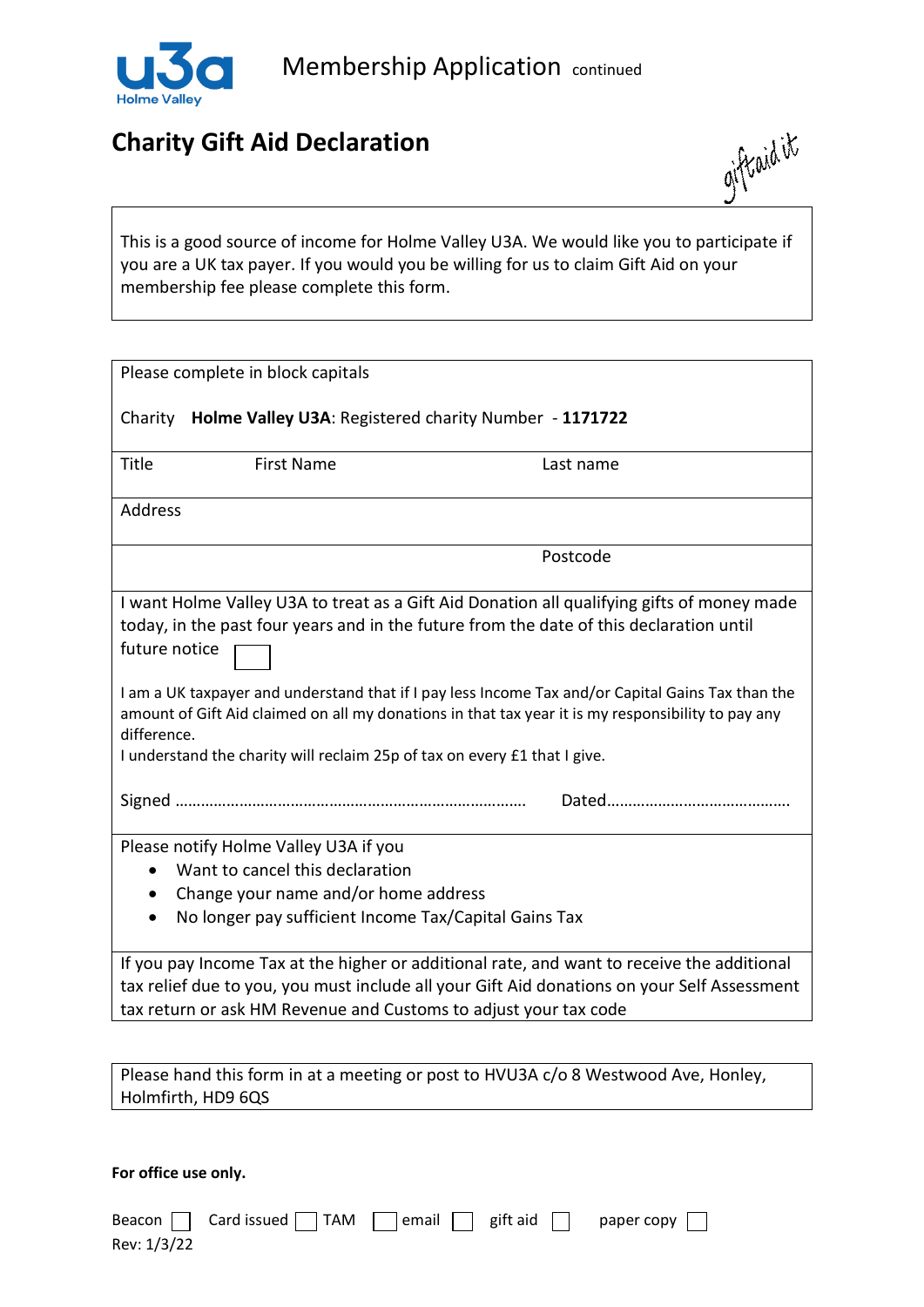# Membership Application continued

## Charity Gift Aid Declaration

giftaid it

This is a good source of income for Holme Valley U3A. We would like you to participate if you are a UK tax payer. If you would you be willing for us to claim Gift Aid on your membership fee please complete this form.

Please complete in block capitals

Charity **Holme Valley U3A**: Registered charity Number - **1171722**

| | | |
|---|---|---|
| Title | First Name | Last name |
| Address | | |
| | | Postcode |

I want Holme Valley U3A to treat as a Gift Aid Donation all qualifying gifts of money made today, in the past four years and in the future from the date of this declaration until future notice ☐

I am a UK taxpayer and understand that if I pay less Income Tax and/or Capital Gains Tax than the amount of Gift Aid claimed on all my donations in that tax year it is my responsibility to pay any difference.
I understand the charity will reclaim 25p of tax on every £1 that I give.

Signed ……………………………………………………………………… Dated……………………………………

Please notify Holme Valley U3A if you

- Want to cancel this declaration
- Change your name and/or home address
- No longer pay sufficient Income Tax/Capital Gains Tax

If you pay Income Tax at the higher or additional rate, and want to receive the additional tax relief due to you, you must include all your Gift Aid donations on your Self Assessment tax return or ask HM Revenue and Customs to adjust your tax code

Please hand this form in at a meeting or post to HVU3A c/o 8 Westwood Ave, Honley, Holmfirth, HD9 6QS

**For office use only.**

Beacon ☐ Card issued ☐ TAM ☐ email ☐ gift aid ☐ paper copy ☐

Rev: 1/3/22